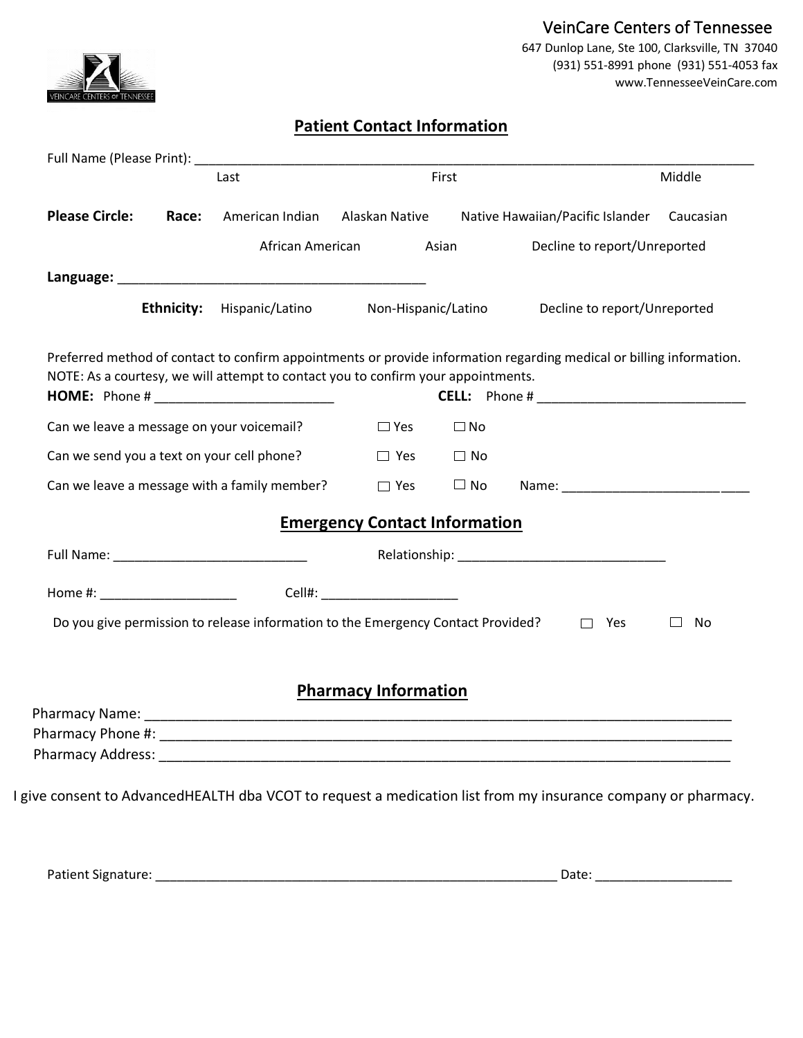VeinCare Centers of Tennessee

647 Dunlop Lane, Ste 100, Clarksville, TN 37040
(931) 551-8991 phone (931) 551-4053 fax
www.TennesseeVeinCare.com

## Patient Contact Information

Full Name (Please Print): ___________________________________________________________________________
Last First Middle

**Please Circle:** **Race:** American Indian Alaskan Native Native Hawaiian/Pacific Islander Caucasian
African American Asian Decline to report/Unreported

**Language:** _________________________________________

**Ethnicity:** Hispanic/Latino Non-Hispanic/Latino Decline to report/Unreported

Preferred method of contact to confirm appointments or provide information regarding medical or billing information.
NOTE: As a courtesy, we will attempt to contact you to confirm your appointments.

**HOME:** Phone # ________________________ **CELL:** Phone # ____________________________

Can we leave a message on your voicemail? ☐ Yes ☐ No

Can we send you a text on your cell phone? ☐ Yes ☐ No

Can we leave a message with a family member? ☐ Yes ☐ No Name: ___________________________

## Emergency Contact Information

Full Name: ___________________________ Relationship: _____________________________

Home #: ___________________ Cell#: ___________________

Do you give permission to release information to the Emergency Contact Provided? ☐ Yes ☐ No

## Pharmacy Information

Pharmacy Name: ___________________________________________________________________________

Pharmacy Phone #: _________________________________________________________________________

Pharmacy Address: _________________________________________________________________________

I give consent to AdvancedHEALTH dba VCOT to request a medication list from my insurance company or pharmacy.

Patient Signature: _________________________________________________________ Date: ___________________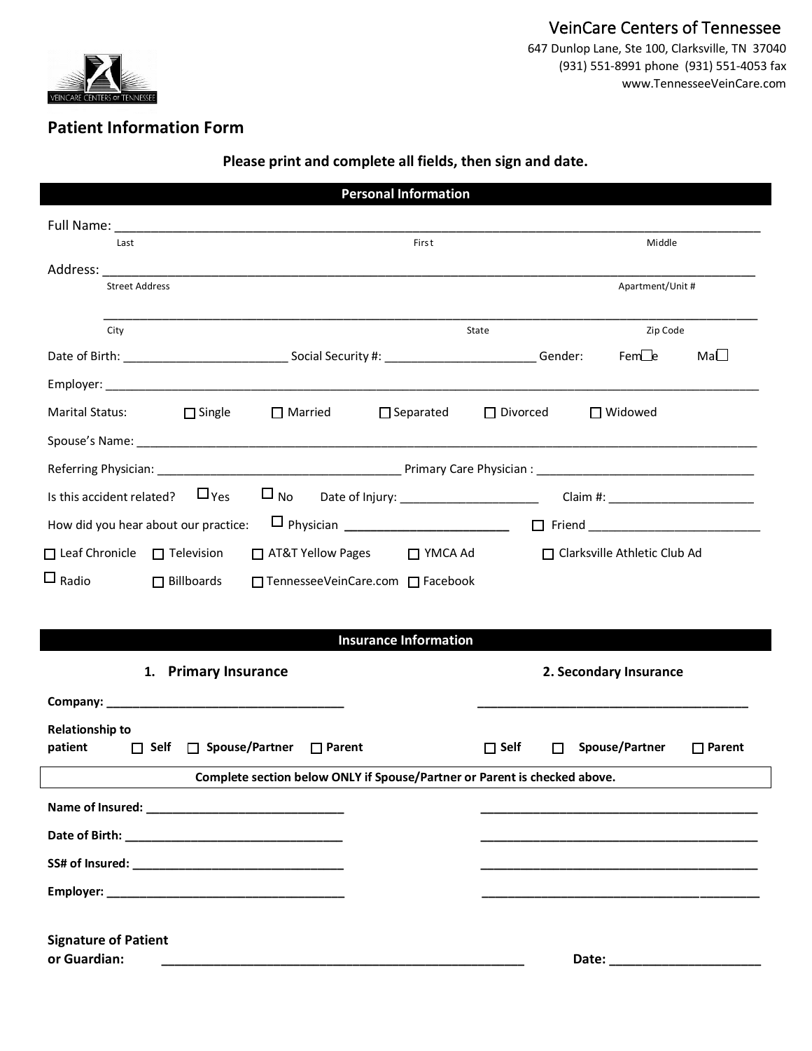VeinCare Centers of Tennessee
647 Dunlop Lane, Ste 100, Clarksville, TN 37040
(931) 551-8991 phone (931) 551-4053 fax
www.TennesseeVeinCare.com

## Patient Information Form

**Please print and complete all fields, then sign and date.**

### Personal Information

Full Name: ____________________________________________________________
Last First Middle

Address: ____________________________________________________________
Street Address Apartment/Unit #

____________________________________________________________
City State Zip Code

Date of Birth: ________________________ Social Security #: ______________________ Gender: ☐ Female ☐ Male

Employer: ____________________________________________________________

Marital Status: ☐ Single ☐ Married ☐ Separated ☐ Divorced ☐ Widowed

Spouse's Name: ____________________________________________________________

Referring Physician: ________________________ Primary Care Physician : ________________________

Is this accident related? ☐ Yes ☐ No Date of Injury: ____________________ Claim #: ____________________

How did you hear about our practice: ☐ Physician ________________________ ☐ Friend ________________________

☐ Leaf Chronicle ☐ Television ☐ AT&T Yellow Pages ☐ YMCA Ad ☐ Clarksville Athletic Club Ad

☐ Radio ☐ Billboards ☐ TennesseeVeinCare.com ☐ Facebook

### Insurance Information

| | 1. Primary Insurance | 2. Secondary Insurance |
|---|---|---|
| **Company:** | ________________________ | ________________________ |
| **Relationship to patient** | ☐ **Self** ☐ **Spouse/Partner** ☐ **Parent** | ☐ **Self** ☐ **Spouse/Partner** ☐ **Parent** |

**Complete section below ONLY if Spouse/Partner or Parent is checked above.**

| | Primary | Secondary |
|---|---|---|
| **Name of Insured:** | ________________________ | ________________________ |
| **Date of Birth:** | ________________________ | ________________________ |
| **SS# of Insured:** | ________________________ | ________________________ |
| **Employer:** | ________________________ | ________________________ |

**Signature of Patient or Guardian:** ____________________________________________ **Date:** ____________________